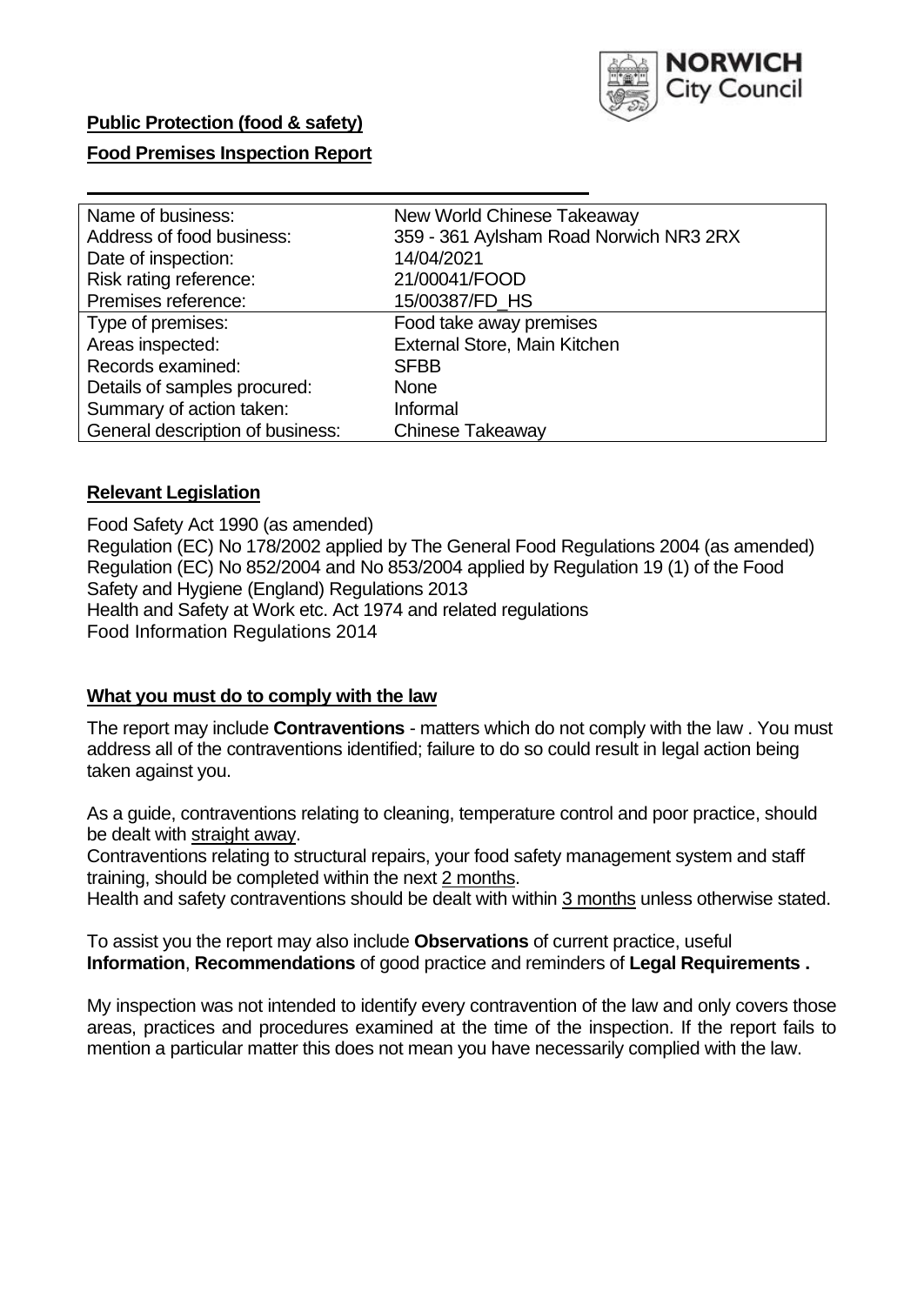**Public Protection (food & safety)**

**Food Premises Inspection Report**

| Name of business: | New World Chinese Takeaway |
|---|---|
| Address of food business: | 359 - 361 Aylsham Road Norwich NR3 2RX |
| Date of inspection: | 14/04/2021 |
| Risk rating reference: | 21/00041/FOOD |
| Premises reference: | 15/00387/FD_HS |
| Type of premises: | Food take away premises |
| Areas inspected: | External Store, Main Kitchen |
| Records examined: | SFBB |
| Details of samples procured: | None |
| Summary of action taken: | Informal |
| General description of business: | Chinese Takeaway |

## Relevant Legislation

Food Safety Act 1990 (as amended)
Regulation (EC) No 178/2002 applied by The General Food Regulations 2004 (as amended)
Regulation (EC) No 852/2004 and No 853/2004 applied by Regulation 19 (1) of the Food Safety and Hygiene (England) Regulations 2013
Health and Safety at Work etc. Act 1974 and related regulations
Food Information Regulations 2014

## What you must do to comply with the law

The report may include **Contraventions** - matters which do not comply with the law . You must address all of the contraventions identified; failure to do so could result in legal action being taken against you.

As a guide, contraventions relating to cleaning, temperature control and poor practice, should be dealt with straight away.

Contraventions relating to structural repairs, your food safety management system and staff training, should be completed within the next 2 months.

Health and safety contraventions should be dealt with within 3 months unless otherwise stated.

To assist you the report may also include **Observations** of current practice, useful **Information**, **Recommendations** of good practice and reminders of **Legal Requirements .**

My inspection was not intended to identify every contravention of the law and only covers those areas, practices and procedures examined at the time of the inspection. If the report fails to mention a particular matter this does not mean you have necessarily complied with the law.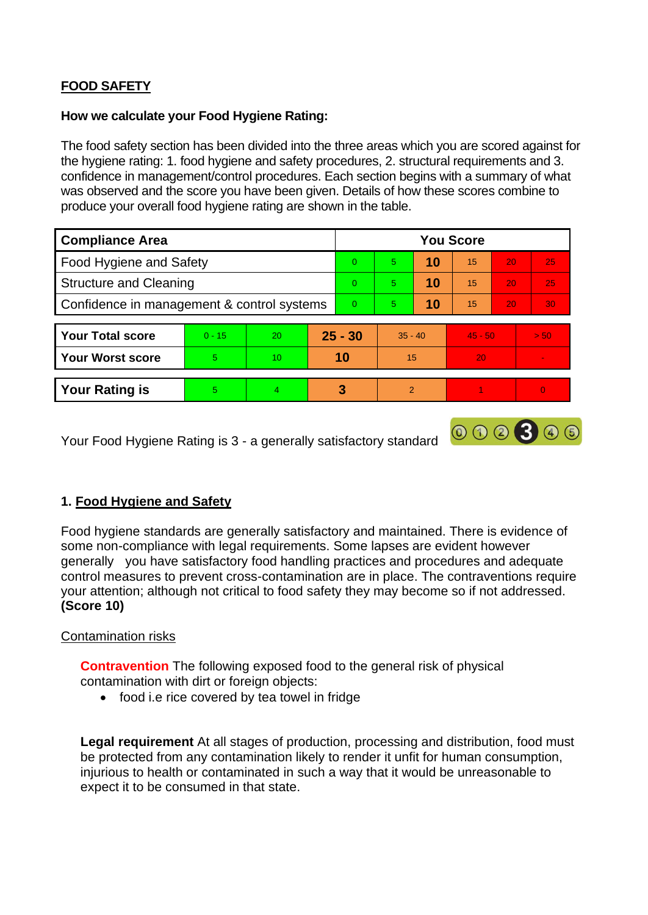## FOOD SAFETY

**How we calculate your Food Hygiene Rating:**

The food safety section has been divided into the three areas which you are scored against for the hygiene rating: 1. food hygiene and safety procedures, 2. structural requirements and 3. confidence in management/control procedures. Each section begins with a summary of what was observed and the score you have been given. Details of how these scores combine to produce your overall food hygiene rating are shown in the table.

| Compliance Area | You Score | | | | | |
|---|---|---|---|---|---|---|
| Food Hygiene and Safety | 0 | 5 | **10** | 15 | 20 | 25 |
| Structure and Cleaning | 0 | 5 | **10** | 15 | 20 | 25 |
| Confidence in management & control systems | 0 | 5 | **10** | 15 | 20 | 30 |

| | | | | | | |
|---|---|---|---|---|---|---|
| **Your Total score** | 0 - 15 | 20 | **25 - 30** | 35 - 40 | 45 - 50 | > 50 |
| **Your Worst score** | 5 | 10 | **10** | 15 | 20 | - |

| | | | | | | |
|---|---|---|---|---|---|---|
| **Your Rating is** | 5 | 4 | **3** | 2 | 1 | 0 |

Your Food Hygiene Rating is 3 - a generally satisfactory standard

### 1. Food Hygiene and Safety

Food hygiene standards are generally satisfactory and maintained. There is evidence of some non-compliance with legal requirements. Some lapses are evident however generally you have satisfactory food handling practices and procedures and adequate control measures to prevent cross-contamination are in place. The contraventions require your attention; although not critical to food safety they may become so if not addressed. **(Score 10)**

Contamination risks

**Contravention** The following exposed food to the general risk of physical contamination with dirt or foreign objects:

- food i.e rice covered by tea towel in fridge

**Legal requirement** At all stages of production, processing and distribution, food must be protected from any contamination likely to render it unfit for human consumption, injurious to health or contaminated in such a way that it would be unreasonable to expect it to be consumed in that state.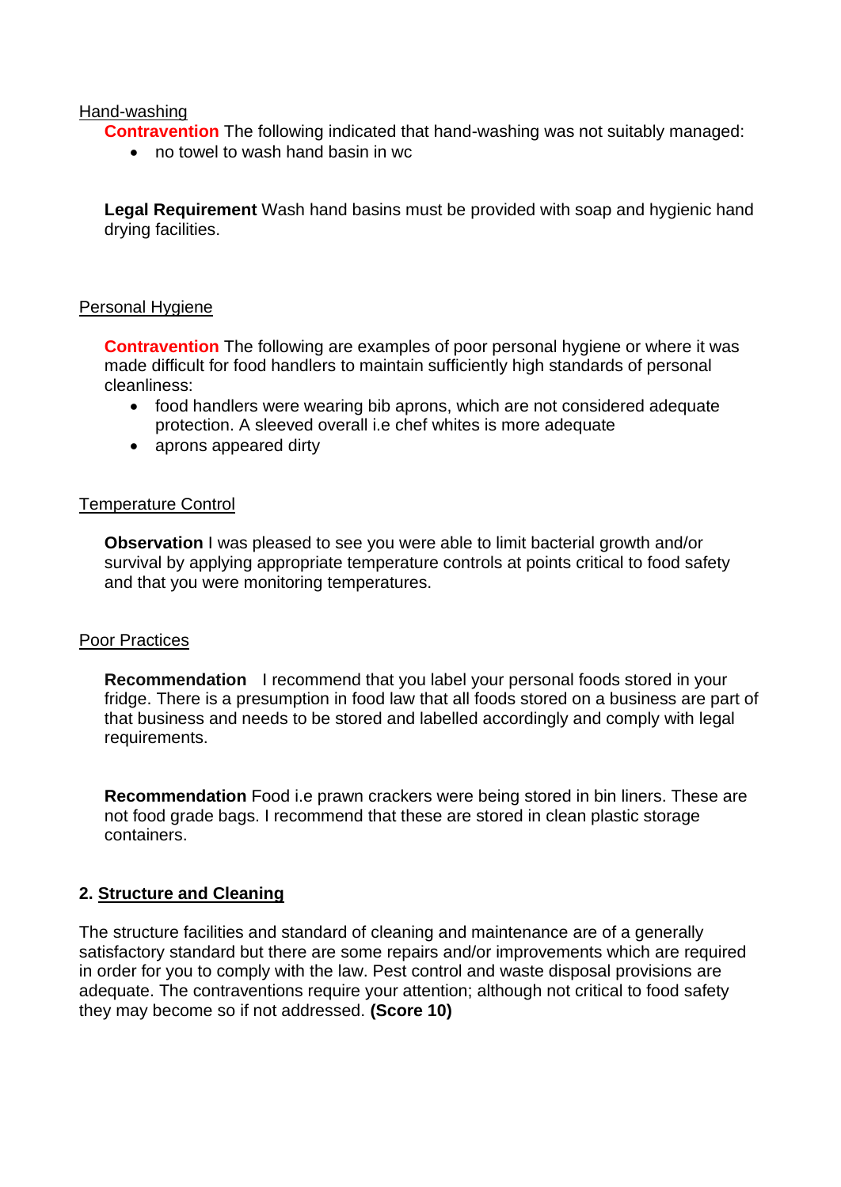Hand-washing

**Contravention** The following indicated that hand-washing was not suitably managed:

- no towel to wash hand basin in wc

**Legal Requirement** Wash hand basins must be provided with soap and hygienic hand drying facilities.

Personal Hygiene

**Contravention** The following are examples of poor personal hygiene or where it was made difficult for food handlers to maintain sufficiently high standards of personal cleanliness:

- food handlers were wearing bib aprons, which are not considered adequate protection. A sleeved overall i.e chef whites is more adequate
- aprons appeared dirty

Temperature Control

**Observation** I was pleased to see you were able to limit bacterial growth and/or survival by applying appropriate temperature controls at points critical to food safety and that you were monitoring temperatures.

Poor Practices

**Recommendation** I recommend that you label your personal foods stored in your fridge. There is a presumption in food law that all foods stored on a business are part of that business and needs to be stored and labelled accordingly and comply with legal requirements.

**Recommendation** Food i.e prawn crackers were being stored in bin liners. These are not food grade bags. I recommend that these are stored in clean plastic storage containers.

## 2. Structure and Cleaning

The structure facilities and standard of cleaning and maintenance are of a generally satisfactory standard but there are some repairs and/or improvements which are required in order for you to comply with the law. Pest control and waste disposal provisions are adequate. The contraventions require your attention; although not critical to food safety they may become so if not addressed. **(Score 10)**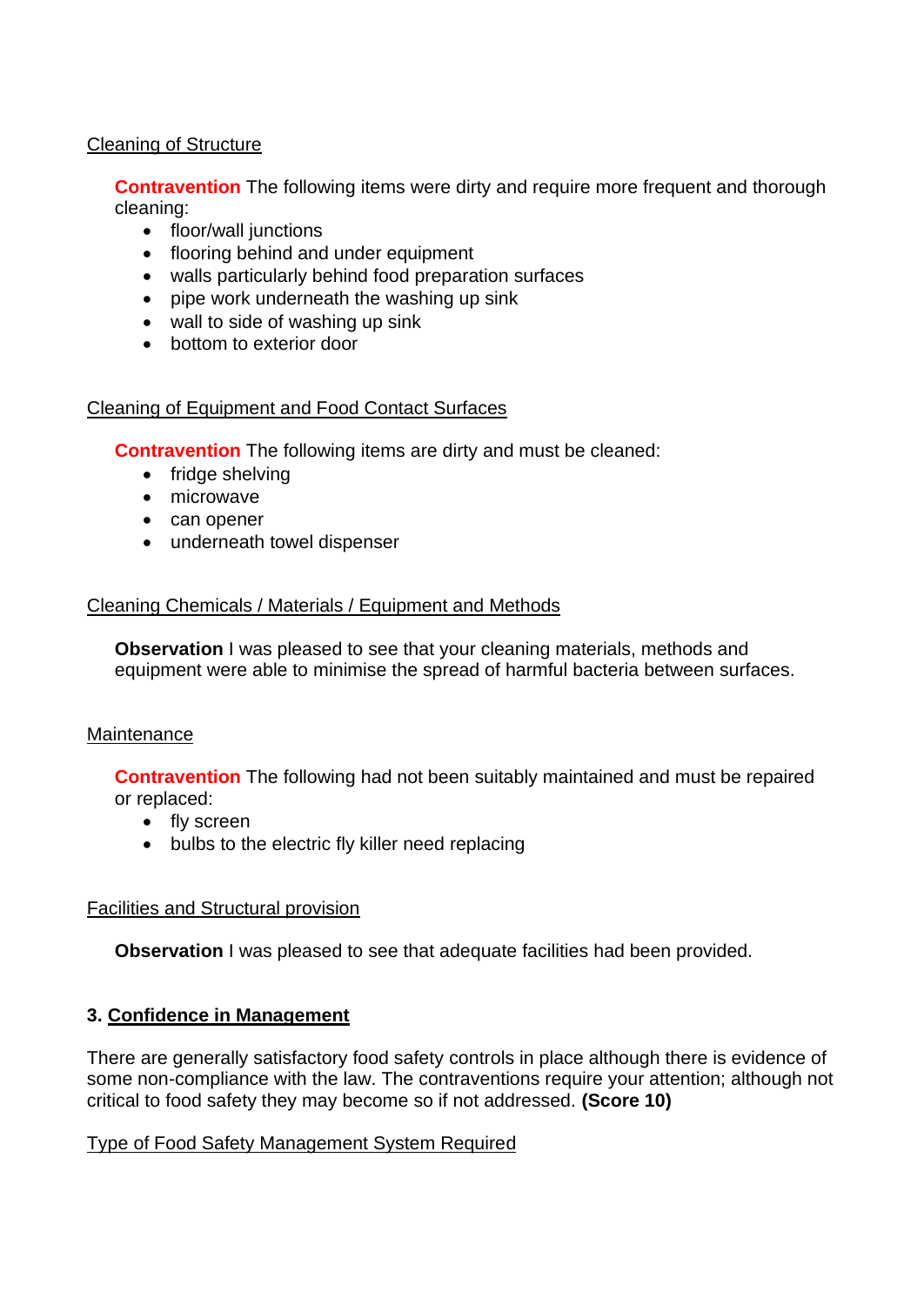Cleaning of Structure

**Contravention** The following items were dirty and require more frequent and thorough cleaning:

- floor/wall junctions
- flooring behind and under equipment
- walls particularly behind food preparation surfaces
- pipe work underneath the washing up sink
- wall to side of washing up sink
- bottom to exterior door

Cleaning of Equipment and Food Contact Surfaces

**Contravention** The following items are dirty and must be cleaned:

- fridge shelving
- microwave
- can opener
- underneath towel dispenser

Cleaning Chemicals / Materials / Equipment and Methods

**Observation** I was pleased to see that your cleaning materials, methods and equipment were able to minimise the spread of harmful bacteria between surfaces.

Maintenance

**Contravention** The following had not been suitably maintained and must be repaired or replaced:

- fly screen
- bulbs to the electric fly killer need replacing

Facilities and Structural provision

**Observation** I was pleased to see that adequate facilities had been provided.

## 3. Confidence in Management

There are generally satisfactory food safety controls in place although there is evidence of some non-compliance with the law. The contraventions require your attention; although not critical to food safety they may become so if not addressed. **(Score 10)**

Type of Food Safety Management System Required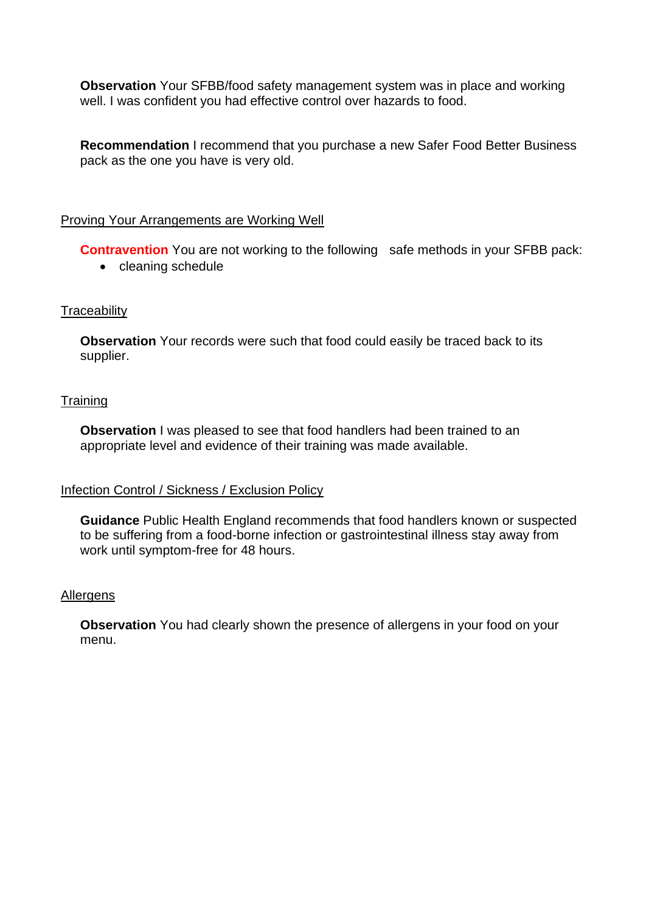**Observation** Your SFBB/food safety management system was in place and working well. I was confident you had effective control over hazards to food.

**Recommendation** I recommend that you purchase a new Safer Food Better Business pack as the one you have is very old.

## Proving Your Arrangements are Working Well

**Contravention** You are not working to the following safe methods in your SFBB pack:

- cleaning schedule

## Traceability

**Observation** Your records were such that food could easily be traced back to its supplier.

## Training

**Observation** I was pleased to see that food handlers had been trained to an appropriate level and evidence of their training was made available.

## Infection Control / Sickness / Exclusion Policy

**Guidance** Public Health England recommends that food handlers known or suspected to be suffering from a food-borne infection or gastrointestinal illness stay away from work until symptom-free for 48 hours.

## Allergens

**Observation** You had clearly shown the presence of allergens in your food on your menu.